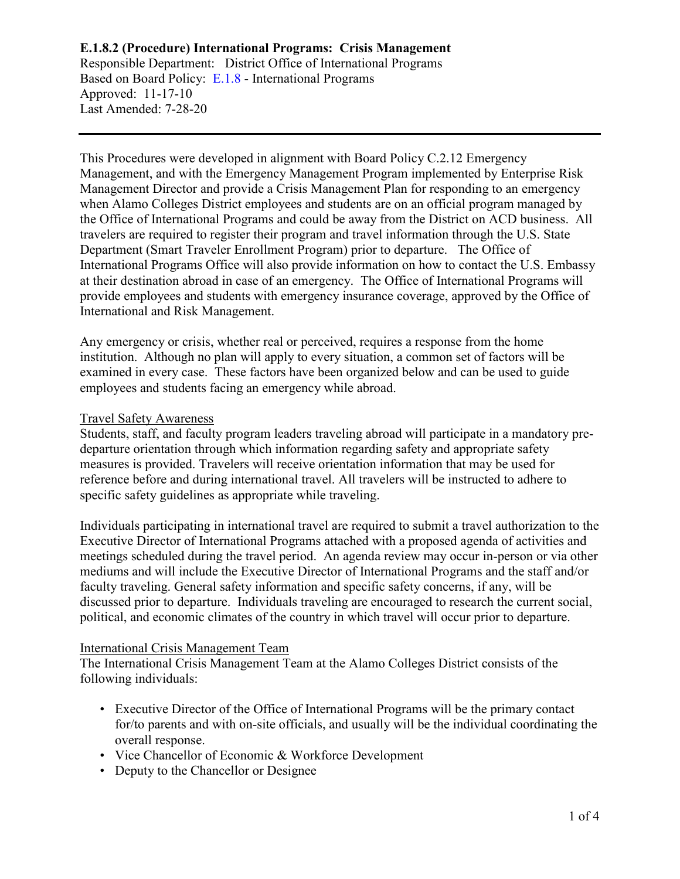**E.1.8.2 (Procedure) International Programs: Crisis Management**
Responsible Department: District Office of International Programs
Based on Board Policy: E.1.8 - International Programs
Approved: 11-17-10
Last Amended: 7-28-20

---

This Procedures were developed in alignment with Board Policy C.2.12 Emergency Management, and with the Emergency Management Program implemented by Enterprise Risk Management Director and provide a Crisis Management Plan for responding to an emergency when Alamo Colleges District employees and students are on an official program managed by the Office of International Programs and could be away from the District on ACD business. All travelers are required to register their program and travel information through the U.S. State Department (Smart Traveler Enrollment Program) prior to departure. The Office of International Programs Office will also provide information on how to contact the U.S. Embassy at their destination abroad in case of an emergency. The Office of International Programs will provide employees and students with emergency insurance coverage, approved by the Office of International and Risk Management.

Any emergency or crisis, whether real or perceived, requires a response from the home institution. Although no plan will apply to every situation, a common set of factors will be examined in every case. These factors have been organized below and can be used to guide employees and students facing an emergency while abroad.

Travel Safety Awareness

Students, staff, and faculty program leaders traveling abroad will participate in a mandatory pre-departure orientation through which information regarding safety and appropriate safety measures is provided. Travelers will receive orientation information that may be used for reference before and during international travel. All travelers will be instructed to adhere to specific safety guidelines as appropriate while traveling.

Individuals participating in international travel are required to submit a travel authorization to the Executive Director of International Programs attached with a proposed agenda of activities and meetings scheduled during the travel period. An agenda review may occur in-person or via other mediums and will include the Executive Director of International Programs and the staff and/or faculty traveling. General safety information and specific safety concerns, if any, will be discussed prior to departure. Individuals traveling are encouraged to research the current social, political, and economic climates of the country in which travel will occur prior to departure.

International Crisis Management Team

The International Crisis Management Team at the Alamo Colleges District consists of the following individuals:

- Executive Director of the Office of International Programs will be the primary contact for/to parents and with on-site officials, and usually will be the individual coordinating the overall response.
- Vice Chancellor of Economic & Workforce Development
- Deputy to the Chancellor or Designee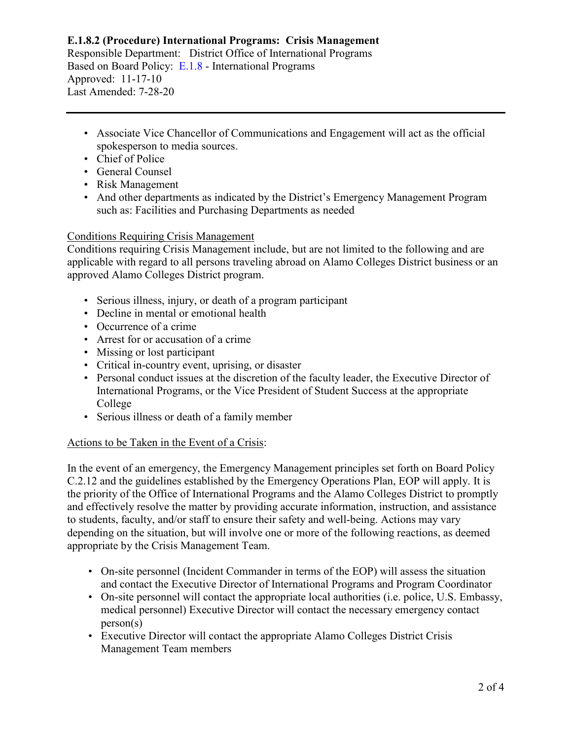**E.1.8.2 (Procedure) International Programs: Crisis Management**
Responsible Department: District Office of International Programs
Based on Board Policy: E.1.8 - International Programs
Approved: 11-17-10
Last Amended: 7-28-20

---

- Associate Vice Chancellor of Communications and Engagement will act as the official spokesperson to media sources.
- Chief of Police
- General Counsel
- Risk Management
- And other departments as indicated by the District's Emergency Management Program such as: Facilities and Purchasing Departments as needed

<u>Conditions Requiring Crisis Management</u>
Conditions requiring Crisis Management include, but are not limited to the following and are applicable with regard to all persons traveling abroad on Alamo Colleges District business or an approved Alamo Colleges District program.

- Serious illness, injury, or death of a program participant
- Decline in mental or emotional health
- Occurrence of a crime
- Arrest for or accusation of a crime
- Missing or lost participant
- Critical in-country event, uprising, or disaster
- Personal conduct issues at the discretion of the faculty leader, the Executive Director of International Programs, or the Vice President of Student Success at the appropriate College
- Serious illness or death of a family member

<u>Actions to be Taken in the Event of a Crisis</u>:

In the event of an emergency, the Emergency Management principles set forth on Board Policy C.2.12 and the guidelines established by the Emergency Operations Plan, EOP will apply. It is the priority of the Office of International Programs and the Alamo Colleges District to promptly and effectively resolve the matter by providing accurate information, instruction, and assistance to students, faculty, and/or staff to ensure their safety and well-being. Actions may vary depending on the situation, but will involve one or more of the following reactions, as deemed appropriate by the Crisis Management Team.

- On-site personnel (Incident Commander in terms of the EOP) will assess the situation and contact the Executive Director of International Programs and Program Coordinator
- On-site personnel will contact the appropriate local authorities (i.e. police, U.S. Embassy, medical personnel) Executive Director will contact the necessary emergency contact person(s)
- Executive Director will contact the appropriate Alamo Colleges District Crisis Management Team members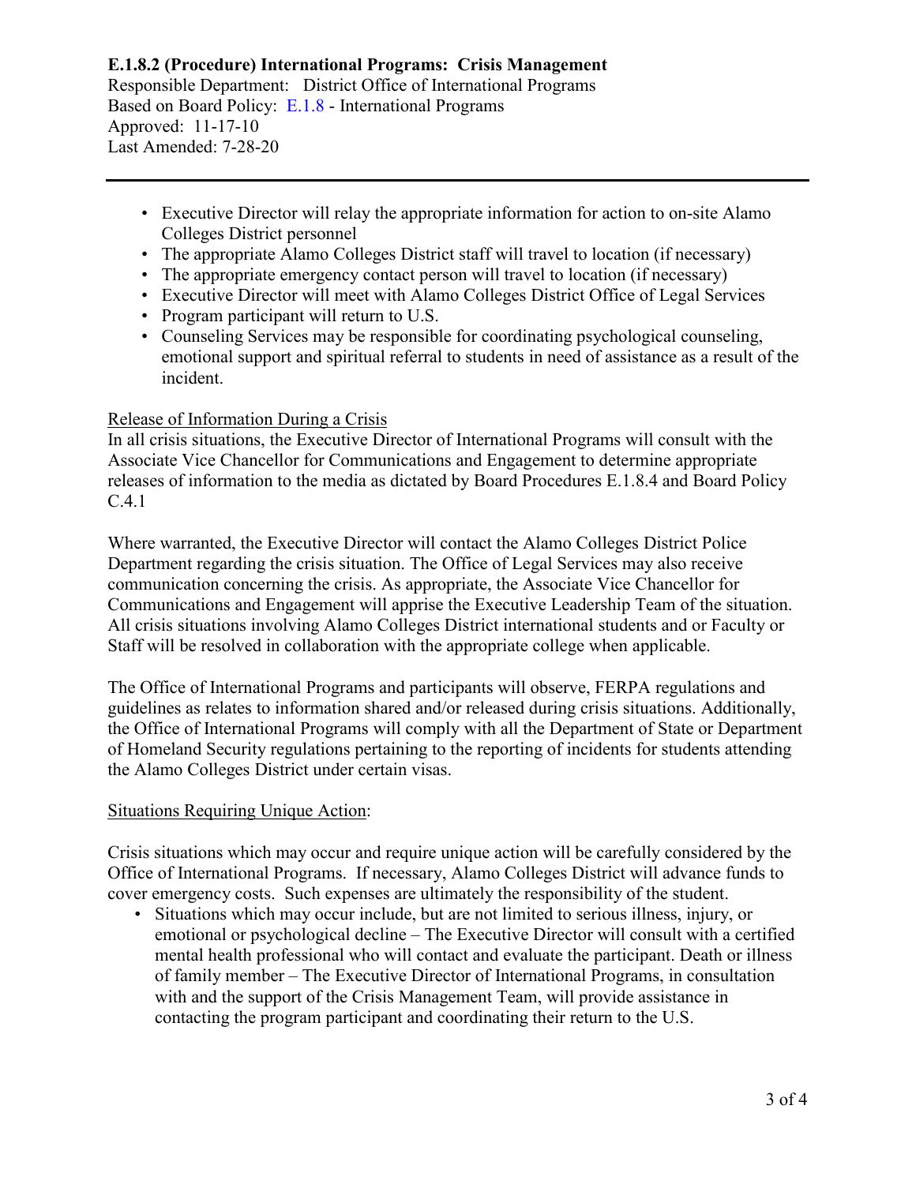**E.1.8.2 (Procedure) International Programs: Crisis Management**
Responsible Department: District Office of International Programs
Based on Board Policy: E.1.8 - International Programs
Approved: 11-17-10
Last Amended: 7-28-20

---

- Executive Director will relay the appropriate information for action to on-site Alamo Colleges District personnel
- The appropriate Alamo Colleges District staff will travel to location (if necessary)
- The appropriate emergency contact person will travel to location (if necessary)
- Executive Director will meet with Alamo Colleges District Office of Legal Services
- Program participant will return to U.S.
- Counseling Services may be responsible for coordinating psychological counseling, emotional support and spiritual referral to students in need of assistance as a result of the incident.

Release of Information During a Crisis

In all crisis situations, the Executive Director of International Programs will consult with the Associate Vice Chancellor for Communications and Engagement to determine appropriate releases of information to the media as dictated by Board Procedures E.1.8.4 and Board Policy C.4.1

Where warranted, the Executive Director will contact the Alamo Colleges District Police Department regarding the crisis situation. The Office of Legal Services may also receive communication concerning the crisis. As appropriate, the Associate Vice Chancellor for Communications and Engagement will apprise the Executive Leadership Team of the situation. All crisis situations involving Alamo Colleges District international students and or Faculty or Staff will be resolved in collaboration with the appropriate college when applicable.

The Office of International Programs and participants will observe, FERPA regulations and guidelines as relates to information shared and/or released during crisis situations. Additionally, the Office of International Programs will comply with all the Department of State or Department of Homeland Security regulations pertaining to the reporting of incidents for students attending the Alamo Colleges District under certain visas.

Situations Requiring Unique Action:

Crisis situations which may occur and require unique action will be carefully considered by the Office of International Programs. If necessary, Alamo Colleges District will advance funds to cover emergency costs. Such expenses are ultimately the responsibility of the student.

- Situations which may occur include, but are not limited to serious illness, injury, or emotional or psychological decline – The Executive Director will consult with a certified mental health professional who will contact and evaluate the participant. Death or illness of family member – The Executive Director of International Programs, in consultation with and the support of the Crisis Management Team, will provide assistance in contacting the program participant and coordinating their return to the U.S.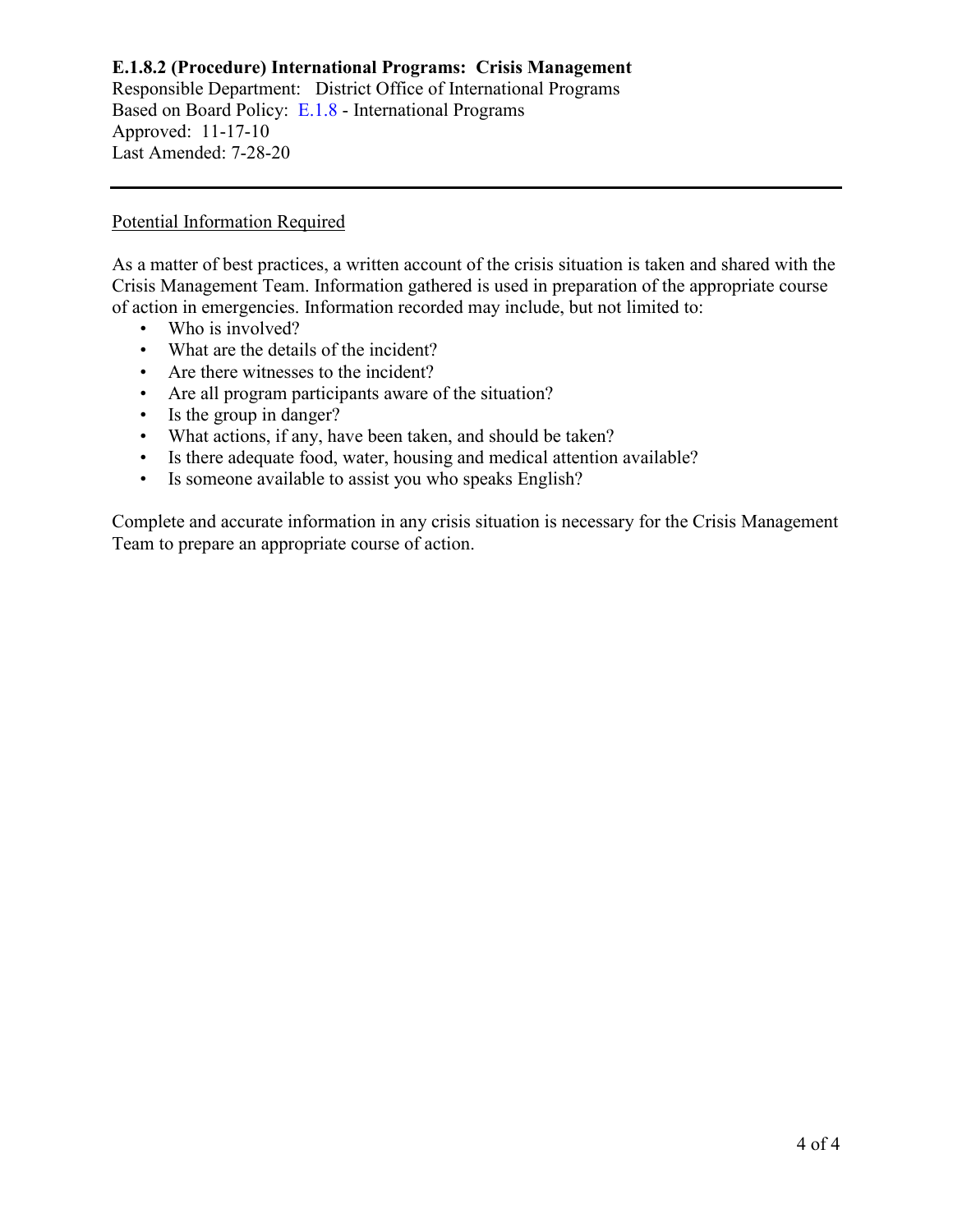**E.1.8.2 (Procedure) International Programs: Crisis Management**
Responsible Department: District Office of International Programs
Based on Board Policy: E.1.8 - International Programs
Approved: 11-17-10
Last Amended: 7-28-20

---

Potential Information Required

As a matter of best practices, a written account of the crisis situation is taken and shared with the Crisis Management Team. Information gathered is used in preparation of the appropriate course of action in emergencies. Information recorded may include, but not limited to:

- Who is involved?
- What are the details of the incident?
- Are there witnesses to the incident?
- Are all program participants aware of the situation?
- Is the group in danger?
- What actions, if any, have been taken, and should be taken?
- Is there adequate food, water, housing and medical attention available?
- Is someone available to assist you who speaks English?

Complete and accurate information in any crisis situation is necessary for the Crisis Management Team to prepare an appropriate course of action.